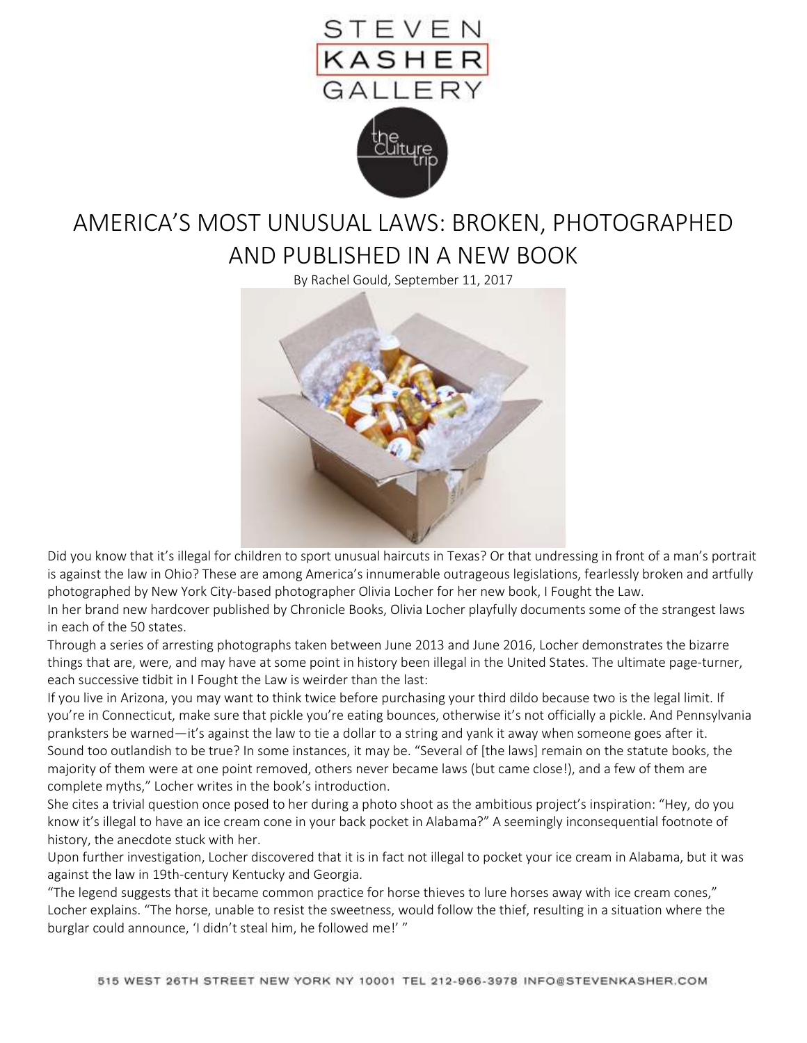STEVEN KASHER GALLERY

the Culture trip

# AMERICA'S MOST UNUSUAL LAWS: BROKEN, PHOTOGRAPHED AND PUBLISHED IN A NEW BOOK

By Rachel Gould, September 11, 2017

Did you know that it's illegal for children to sport unusual haircuts in Texas? Or that undressing in front of a man's portrait is against the law in Ohio? These are among America's innumerable outrageous legislations, fearlessly broken and artfully photographed by New York City-based photographer Olivia Locher for her new book, I Fought the Law.

In her brand new hardcover published by Chronicle Books, Olivia Locher playfully documents some of the strangest laws in each of the 50 states.

Through a series of arresting photographs taken between June 2013 and June 2016, Locher demonstrates the bizarre things that are, were, and may have at some point in history been illegal in the United States. The ultimate page-turner, each successive tidbit in I Fought the Law is weirder than the last:

If you live in Arizona, you may want to think twice before purchasing your third dildo because two is the legal limit. If you're in Connecticut, make sure that pickle you're eating bounces, otherwise it's not officially a pickle. And Pennsylvania pranksters be warned—it's against the law to tie a dollar to a string and yank it away when someone goes after it.

Sound too outlandish to be true? In some instances, it may be. "Several of [the laws] remain on the statute books, the majority of them were at one point removed, others never became laws (but came close!), and a few of them are complete myths," Locher writes in the book's introduction.

She cites a trivial question once posed to her during a photo shoot as the ambitious project's inspiration: "Hey, do you know it's illegal to have an ice cream cone in your back pocket in Alabama?" A seemingly inconsequential footnote of history, the anecdote stuck with her.

Upon further investigation, Locher discovered that it is in fact not illegal to pocket your ice cream in Alabama, but it was against the law in 19th-century Kentucky and Georgia.

"The legend suggests that it became common practice for horse thieves to lure horses away with ice cream cones," Locher explains. "The horse, unable to resist the sweetness, would follow the thief, resulting in a situation where the burglar could announce, 'I didn't steal him, he followed me!' "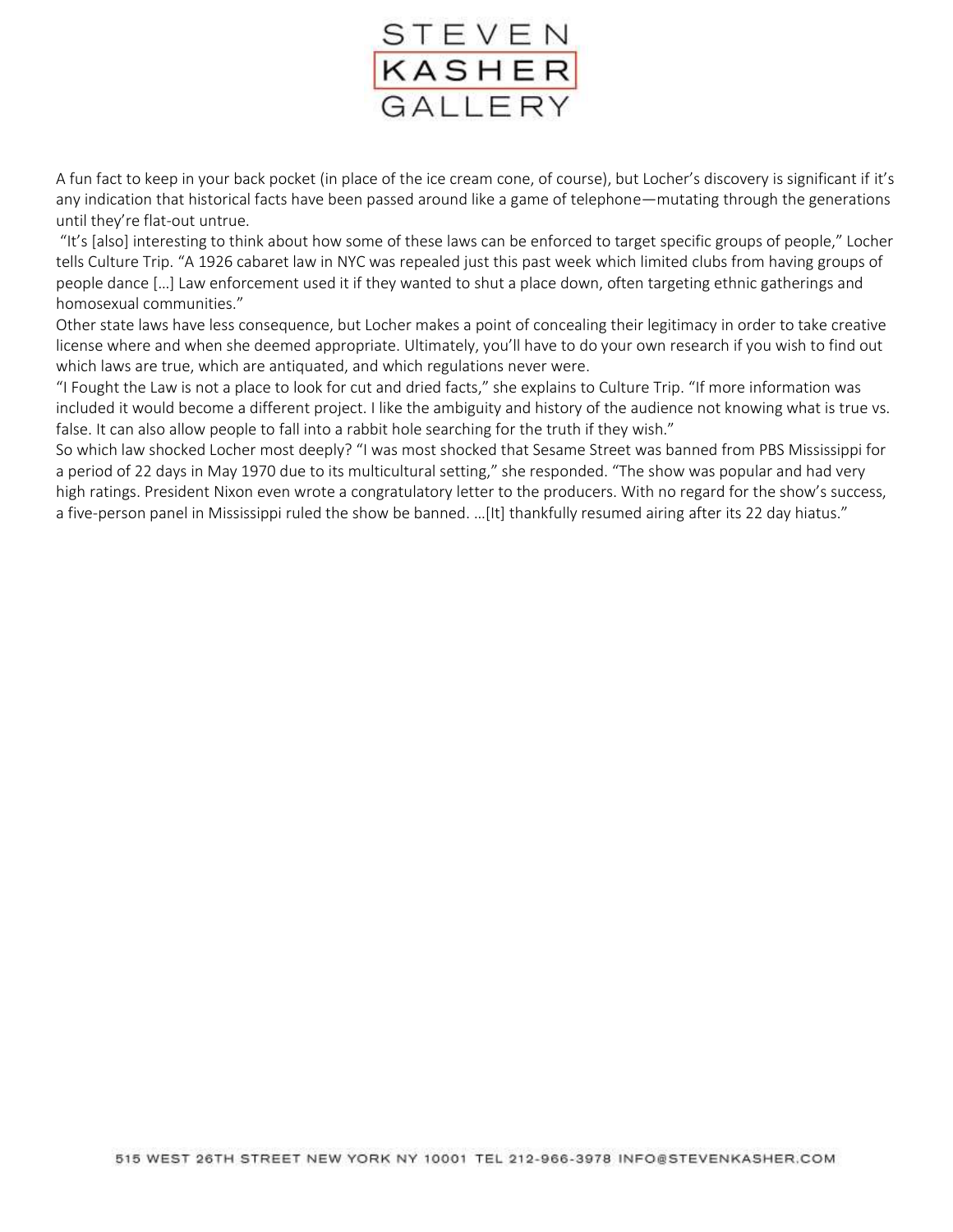A fun fact to keep in your back pocket (in place of the ice cream cone, of course), but Locher's discovery is significant if it's any indication that historical facts have been passed around like a game of telephone—mutating through the generations until they're flat-out untrue.

"It's [also] interesting to think about how some of these laws can be enforced to target specific groups of people," Locher tells Culture Trip. "A 1926 cabaret law in NYC was repealed just this past week which limited clubs from having groups of people dance […] Law enforcement used it if they wanted to shut a place down, often targeting ethnic gatherings and homosexual communities."

Other state laws have less consequence, but Locher makes a point of concealing their legitimacy in order to take creative license where and when she deemed appropriate. Ultimately, you'll have to do your own research if you wish to find out which laws are true, which are antiquated, and which regulations never were.

"I Fought the Law is not a place to look for cut and dried facts," she explains to Culture Trip. "If more information was included it would become a different project. I like the ambiguity and history of the audience not knowing what is true vs. false. It can also allow people to fall into a rabbit hole searching for the truth if they wish."

So which law shocked Locher most deeply? "I was most shocked that Sesame Street was banned from PBS Mississippi for a period of 22 days in May 1970 due to its multicultural setting," she responded. "The show was popular and had very high ratings. President Nixon even wrote a congratulatory letter to the producers. With no regard for the show's success, a five-person panel in Mississippi ruled the show be banned. …[It] thankfully resumed airing after its 22 day hiatus."